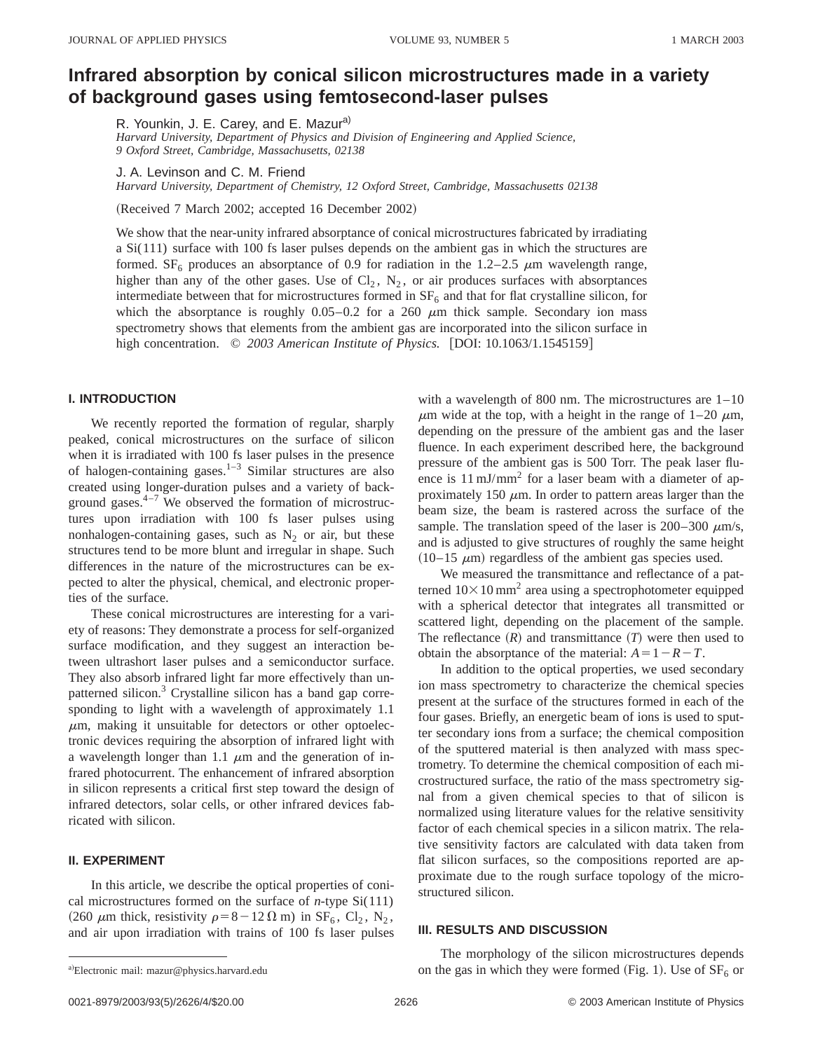# Infrared absorption by conical silicon microstructures made in a variety of background gases using femtosecond-laser pulses

R. Younkin, J. E. Carey, and E. Mazur[a]

*Harvard University, Department of Physics and Division of Engineering and Applied Science, 9 Oxford Street, Cambridge, Massachusetts, 02138*

J. A. Levinson and C. M. Friend

*Harvard University, Department of Chemistry, 12 Oxford Street, Cambridge, Massachusetts 02138*

(Received 7 March 2002; accepted 16 December 2002)

We show that the near-unity infrared absorptance of conical microstructures fabricated by irradiating a Si(111) surface with 100 fs laser pulses depends on the ambient gas in which the structures are formed. $SF_6$ produces an absorptance of 0.9 for radiation in the 1.2–2.5 $\mu$m wavelength range, higher than any of the other gases. Use of $Cl_2$, $N_2$, or air produces surfaces with absorptances intermediate between that for microstructures formed in $SF_6$ and that for flat crystalline silicon, for which the absorptance is roughly 0.05–0.2 for a 260 $\mu$m thick sample. Secondary ion mass spectrometry shows that elements from the ambient gas are incorporated into the silicon surface in high concentration. © *2003 American Institute of Physics.* [DOI: 10.1063/1.1545159]

## I. INTRODUCTION

We recently reported the formation of regular, sharply peaked, conical microstructures on the surface of silicon when it is irradiated with 100 fs laser pulses in the presence of halogen-containing gases.[1–3] Similar structures are also created using longer-duration pulses and a variety of background gases.[4–7] We observed the formation of microstructures upon irradiation with 100 fs laser pulses using nonhalogen-containing gases, such as $N_2$ or air, but these structures tend to be more blunt and irregular in shape. Such differences in the nature of the microstructures can be expected to alter the physical, chemical, and electronic properties of the surface.

These conical microstructures are interesting for a variety of reasons: They demonstrate a process for self-organized surface modification, and they suggest an interaction between ultrashort laser pulses and a semiconductor surface. They also absorb infrared light far more effectively than unpatterned silicon.[3] Crystalline silicon has a band gap corresponding to light with a wavelength of approximately 1.1 $\mu$m, making it unsuitable for detectors or other optoelectronic devices requiring the absorption of infrared light with a wavelength longer than 1.1 $\mu$m and the generation of infrared photocurrent. The enhancement of infrared absorption in silicon represents a critical first step toward the design of infrared detectors, solar cells, or other infrared devices fabricated with silicon.

## II. EXPERIMENT

In this article, we describe the optical properties of conical microstructures formed on the surface of *n*-type Si(111) (260 $\mu$m thick, resistivity $\rho = 8-12\ \Omega$ m) in $SF_6$, $Cl_2$, $N_2$, and air upon irradiation with trains of 100 fs laser pulses with a wavelength of 800 nm. The microstructures are 1–10 $\mu$m wide at the top, with a height in the range of 1–20 $\mu$m, depending on the pressure of the ambient gas and the laser fluence. In each experiment described here, the background pressure of the ambient gas is 500 Torr. The peak laser fluence is 11 $mJ/mm^2$ for a laser beam with a diameter of approximately 150 $\mu$m. In order to pattern areas larger than the beam size, the beam is rastered across the surface of the sample. The translation speed of the laser is 200–300 $\mu$m/s, and is adjusted to give structures of roughly the same height (10–15 $\mu$m) regardless of the ambient gas species used.

We measured the transmittance and reflectance of a patterned $10 \times 10\ mm^2$ area using a spectrophotometer equipped with a spherical detector that integrates all transmitted or scattered light, depending on the placement of the sample. The reflectance ($R$) and transmittance ($T$) were then used to obtain the absorptance of the material: $A = 1 - R - T$.

In addition to the optical properties, we used secondary ion mass spectrometry to characterize the chemical species present at the surface of the structures formed in each of the four gases. Briefly, an energetic beam of ions is used to sputter secondary ions from a surface; the chemical composition of the sputtered material is then analyzed with mass spectrometry. To determine the chemical composition of each microstructured surface, the ratio of the mass spectrometry signal from a given chemical species to that of silicon is normalized using literature values for the relative sensitivity factor of each chemical species in a silicon matrix. The relative sensitivity factors are calculated with data taken from flat silicon surfaces, so the compositions reported are approximate due to the rough surface topology of the microstructured silicon.

## III. RESULTS AND DISCUSSION

The morphology of the silicon microstructures depends on the gas in which they were formed (Fig. 1). Use of $SF_6$ or

[a]Electronic mail: mazur@physics.harvard.edu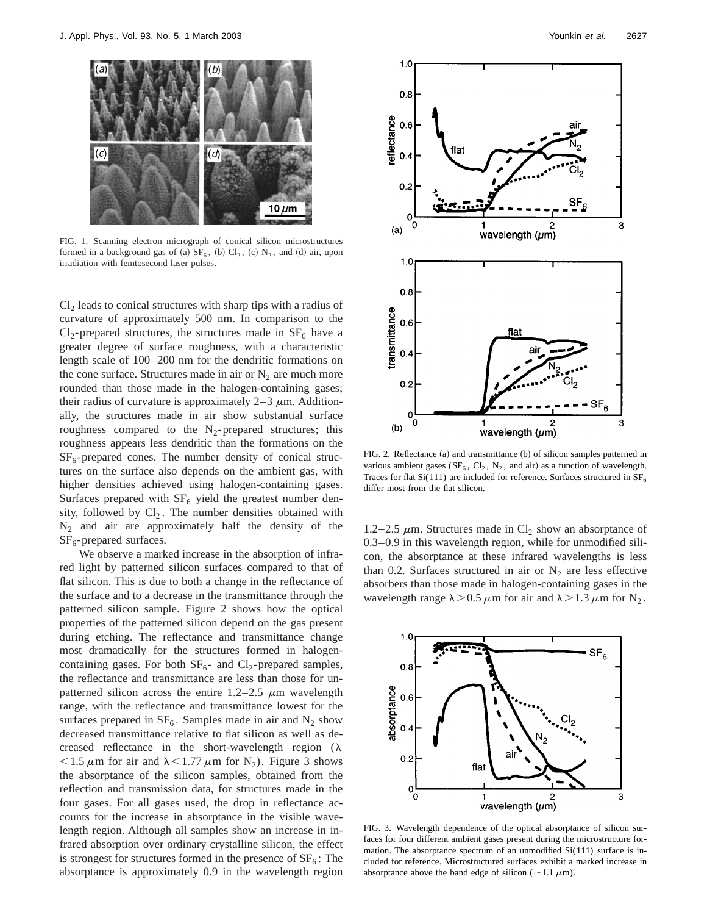FIG. 1. Scanning electron micrograph of conical silicon microstructures formed in a background gas of (a) $SF_6$, (b) $Cl_2$, (c) $N_2$, and (d) air, upon irradiation with femtosecond laser pulses.

$Cl_2$ leads to conical structures with sharp tips with a radius of curvature of approximately 500 nm. In comparison to the $Cl_2$-prepared structures, the structures made in $SF_6$ have a greater degree of surface roughness, with a characteristic length scale of 100–200 nm for the dendritic formations on the cone surface. Structures made in air or $N_2$ are much more rounded than those made in the halogen-containing gases; their radius of curvature is approximately 2–3 $\mu$m. Additionally, the structures made in air show substantial surface roughness compared to the $N_2$-prepared structures; this roughness appears less dendritic than the formations on the $SF_6$-prepared cones. The number density of conical structures on the surface also depends on the ambient gas, with higher densities achieved using halogen-containing gases. Surfaces prepared with $SF_6$ yield the greatest number density, followed by $Cl_2$. The number densities obtained with $N_2$ and air are approximately half the density of the $SF_6$-prepared surfaces.

We observe a marked increase in the absorption of infrared light by patterned silicon surfaces compared to that of flat silicon. This is due to both a change in the reflectance of the surface and to a decrease in the transmittance through the patterned silicon sample. Figure 2 shows how the optical properties of the patterned silicon depend on the gas present during etching. The reflectance and transmittance change most dramatically for the structures formed in halogen-containing gases. For both $SF_6$- and $Cl_2$-prepared samples, the reflectance and transmittance are less than those for unpatterned silicon across the entire 1.2–2.5 $\mu$m wavelength range, with the reflectance and transmittance lowest for the surfaces prepared in $SF_6$. Samples made in air and $N_2$ show decreased transmittance relative to flat silicon as well as decreased reflectance in the short-wavelength region ($\lambda < 1.5\ \mu$m for air and $\lambda < 1.77\ \mu$m for $N_2$). Figure 3 shows the absorptance of the silicon samples, obtained from the reflection and transmission data, for structures made in the four gases. For all gases used, the drop in reflectance accounts for the increase in absorptance in the visible wavelength region. Although all samples show an increase in infrared absorption over ordinary crystalline silicon, the effect is strongest for structures formed in the presence of $SF_6$: The absorptance is approximately 0.9 in the wavelength region 1.2–2.5 $\mu$m. Structures made in $Cl_2$ show an absorptance of 0.3–0.9 in this wavelength region, while for unmodified silicon, the absorptance at these infrared wavelengths is less than 0.2. Surfaces structured in air or $N_2$ are less effective absorbers than those made in halogen-containing gases in the wavelength range $\lambda > 0.5\ \mu$m for air and $\lambda > 1.3\ \mu$m for $N_2$.

FIG. 2. Reflectance (a) and transmittance (b) of silicon samples patterned in various ambient gases ($SF_6$, $Cl_2$, $N_2$, and air) as a function of wavelength. Traces for flat Si(111) are included for reference. Surfaces structured in $SF_6$ differ most from the flat silicon.

FIG. 3. Wavelength dependence of the optical absorptance of silicon surfaces for four different ambient gases present during the microstructure formation. The absorptance spectrum of an unmodified Si(111) surface is included for reference. Microstructured surfaces exhibit a marked increase in absorptance above the band edge of silicon ($\sim$1.1 $\mu$m).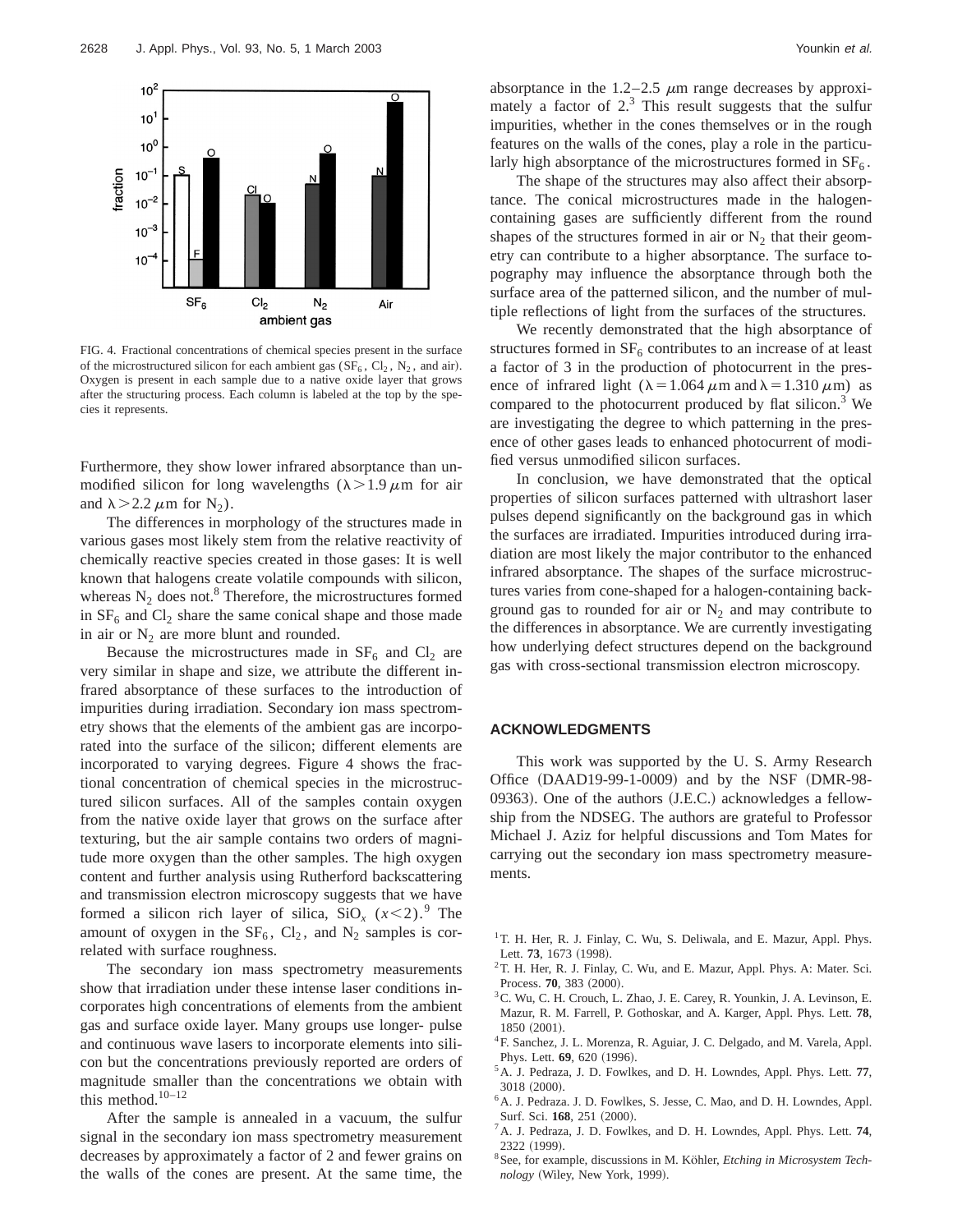FIG. 4. Fractional concentrations of chemical species present in the surface of the microstructured silicon for each ambient gas ($SF_6$, $Cl_2$, $N_2$, and air). Oxygen is present in each sample due to a native oxide layer that grows after the structuring process. Each column is labeled at the top by the species it represents.

Furthermore, they show lower infrared absorptance than unmodified silicon for long wavelengths ($\lambda > 1.9\,\mu$m for air and $\lambda > 2.2\,\mu$m for $N_2$).

The differences in morphology of the structures made in various gases most likely stem from the relative reactivity of chemically reactive species created in those gases: It is well known that halogens create volatile compounds with silicon, whereas $N_2$ does not.[8] Therefore, the microstructures formed in $SF_6$ and $Cl_2$ share the same conical shape and those made in air or $N_2$ are more blunt and rounded.

Because the microstructures made in $SF_6$ and $Cl_2$ are very similar in shape and size, we attribute the different infrared absorptance of these surfaces to the introduction of impurities during irradiation. Secondary ion mass spectrometry shows that the elements of the ambient gas are incorporated into the surface of the silicon; different elements are incorporated to varying degrees. Figure 4 shows the fractional concentration of chemical species in the microstructured silicon surfaces. All of the samples contain oxygen from the native oxide layer that grows on the surface after texturing, but the air sample contains two orders of magnitude more oxygen than the other samples. The high oxygen content and further analysis using Rutherford backscattering and transmission electron microscopy suggests that we have formed a silicon rich layer of silica, $SiO_x$ ($x < 2$).[9] The amount of oxygen in the $SF_6$, $Cl_2$, and $N_2$ samples is correlated with surface roughness.

The secondary ion mass spectrometry measurements show that irradiation under these intense laser conditions incorporates high concentrations of elements from the ambient gas and surface oxide layer. Many groups use longer- pulse and continuous wave lasers to incorporate elements into silicon but the concentrations previously reported are orders of magnitude smaller than the concentrations we obtain with this method.[10–12]

After the sample is annealed in a vacuum, the sulfur signal in the secondary ion mass spectrometry measurement decreases by approximately a factor of 2 and fewer grains on the walls of the cones are present. At the same time, the absorptance in the 1.2–2.5 $\mu$m range decreases by approximately a factor of 2.[3] This result suggests that the sulfur impurities, whether in the cones themselves or in the rough features on the walls of the cones, play a role in the particularly high absorptance of the microstructures formed in $SF_6$.

The shape of the structures may also affect their absorptance. The conical microstructures made in the halogen-containing gases are sufficiently different from the round shapes of the structures formed in air or $N_2$ that their geometry can contribute to a higher absorptance. The surface topography may influence the absorptance through both the surface area of the patterned silicon, and the number of multiple reflections of light from the surfaces of the structures.

We recently demonstrated that the high absorptance of structures formed in $SF_6$ contributes to an increase of at least a factor of 3 in the production of photocurrent in the presence of infrared light ($\lambda = 1.064\,\mu$m and $\lambda = 1.310\,\mu$m) as compared to the photocurrent produced by flat silicon.[3] We are investigating the degree to which patterning in the presence of other gases leads to enhanced photocurrent of modified versus unmodified silicon surfaces.

In conclusion, we have demonstrated that the optical properties of silicon surfaces patterned with ultrashort laser pulses depend significantly on the background gas in which the surfaces are irradiated. Impurities introduced during irradiation are most likely the major contributor to the enhanced infrared absorptance. The shapes of the surface microstructures varies from cone-shaped for a halogen-containing background gas to rounded for air or $N_2$ and may contribute to the differences in absorptance. We are currently investigating how underlying defect structures depend on the background gas with cross-sectional transmission electron microscopy.

## ACKNOWLEDGMENTS

This work was supported by the U. S. Army Research Office (DAAD19-99-1-0009) and by the NSF (DMR-98-09363). One of the authors (J.E.C.) acknowledges a fellowship from the NDSEG. The authors are grateful to Professor Michael J. Aziz for helpful discussions and Tom Mates for carrying out the secondary ion mass spectrometry measurements.

[1] T. H. Her, R. J. Finlay, C. Wu, S. Deliwala, and E. Mazur, Appl. Phys. Lett. **73**, 1673 (1998).
[2] T. H. Her, R. J. Finlay, C. Wu, and E. Mazur, Appl. Phys. A: Mater. Sci. Process. **70**, 383 (2000).
[3] C. Wu, C. H. Crouch, L. Zhao, J. E. Carey, R. Younkin, J. A. Levinson, E. Mazur, R. M. Farrell, P. Gothoskar, and A. Karger, Appl. Phys. Lett. **78**, 1850 (2001).
[4] F. Sanchez, J. L. Morenza, R. Aguiar, J. C. Delgado, and M. Varela, Appl. Phys. Lett. **69**, 620 (1996).
[5] A. J. Pedraza, J. D. Fowlkes, and D. H. Lowndes, Appl. Phys. Lett. **77**, 3018 (2000).
[6] A. J. Pedraza. J. D. Fowlkes, S. Jesse, C. Mao, and D. H. Lowndes, Appl. Surf. Sci. **168**, 251 (2000).
[7] A. J. Pedraza, J. D. Fowlkes, and D. H. Lowndes, Appl. Phys. Lett. **74**, 2322 (1999).
[8] See, for example, discussions in M. Köhler, *Etching in Microsystem Technology* (Wiley, New York, 1999).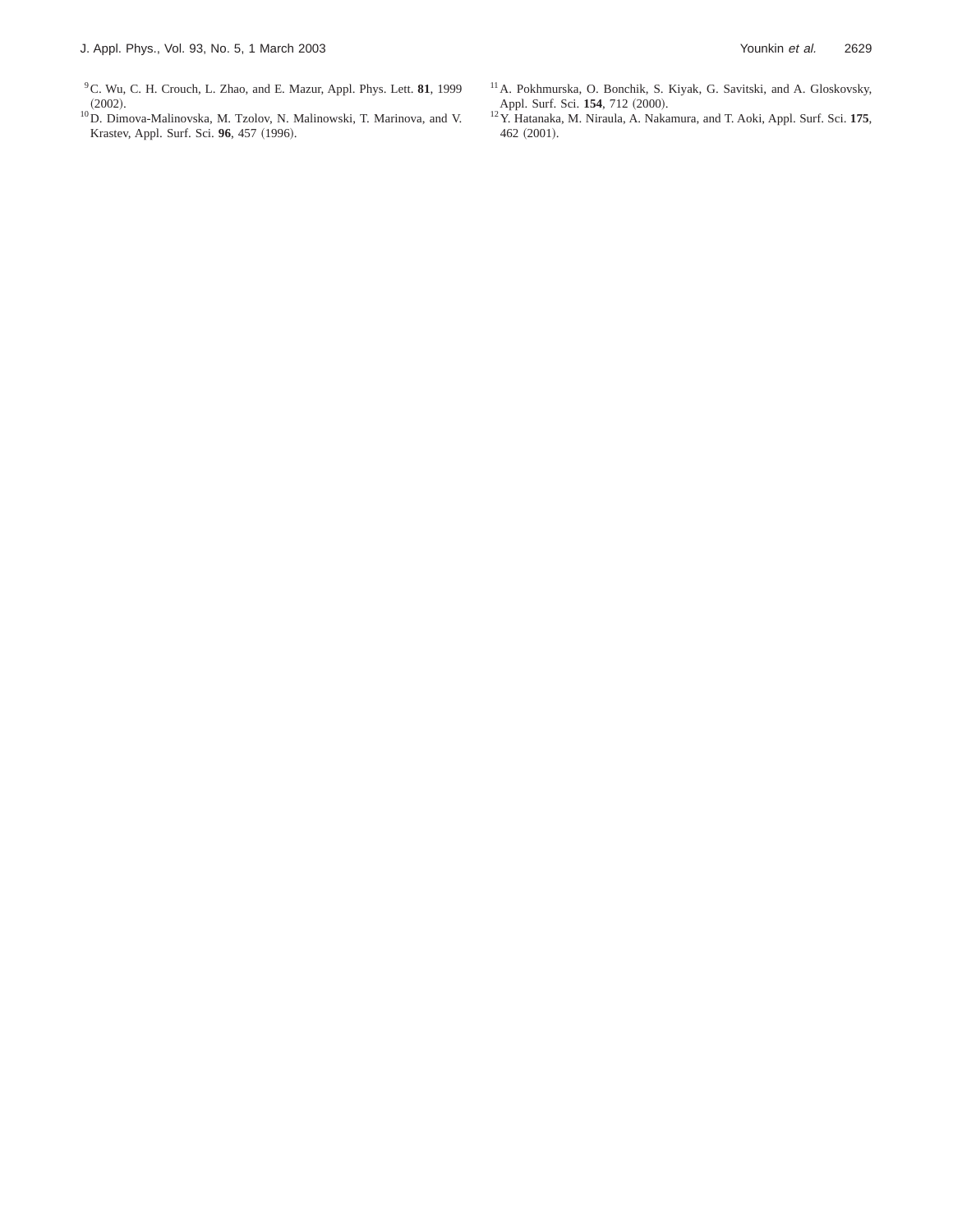[9] C. Wu, C. H. Crouch, L. Zhao, and E. Mazur, Appl. Phys. Lett. **81**, 1999 (2002).

[10] D. Dimova-Malinovska, M. Tzolov, N. Malinowski, T. Marinova, and V. Krastev, Appl. Surf. Sci. **96**, 457 (1996).

[11] A. Pokhmurska, O. Bonchik, S. Kiyak, G. Savitski, and A. Gloskovsky, Appl. Surf. Sci. **154**, 712 (2000).

[12] Y. Hatanaka, M. Niraula, A. Nakamura, and T. Aoki, Appl. Surf. Sci. **175**, 462 (2001).